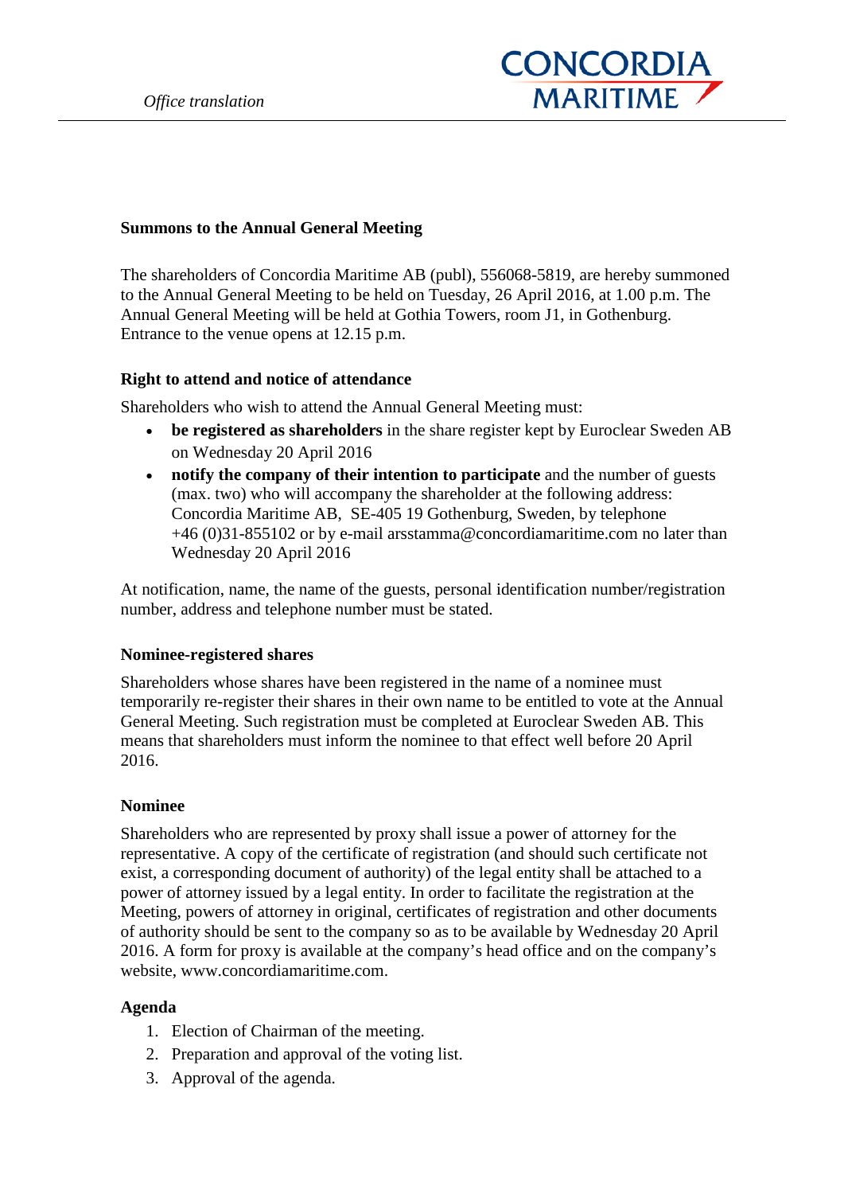*Office translation*

**Summons to the Annual General Meeting**

The shareholders of Concordia Maritime AB (publ), 556068-5819, are hereby summoned to the Annual General Meeting to be held on Tuesday, 26 April 2016, at 1.00 p.m. The Annual General Meeting will be held at Gothia Towers, room J1, in Gothenburg. Entrance to the venue opens at 12.15 p.m.

**Right to attend and notice of attendance**

Shareholders who wish to attend the Annual General Meeting must:

- **be registered as shareholders** in the share register kept by Euroclear Sweden AB on Wednesday 20 April 2016
- **notify the company of their intention to participate** and the number of guests (max. two) who will accompany the shareholder at the following address: Concordia Maritime AB, SE-405 19 Gothenburg, Sweden, by telephone +46 (0)31-855102 or by e-mail arsstamma@concordiamaritime.com no later than Wednesday 20 April 2016

At notification, name, the name of the guests, personal identification number/registration number, address and telephone number must be stated.

**Nominee-registered shares**

Shareholders whose shares have been registered in the name of a nominee must temporarily re-register their shares in their own name to be entitled to vote at the Annual General Meeting. Such registration must be completed at Euroclear Sweden AB. This means that shareholders must inform the nominee to that effect well before 20 April 2016.

**Nominee**

Shareholders who are represented by proxy shall issue a power of attorney for the representative. A copy of the certificate of registration (and should such certificate not exist, a corresponding document of authority) of the legal entity shall be attached to a power of attorney issued by a legal entity. In order to facilitate the registration at the Meeting, powers of attorney in original, certificates of registration and other documents of authority should be sent to the company so as to be available by Wednesday 20 April 2016. A form for proxy is available at the company's head office and on the company's website, www.concordiamaritime.com.

**Agenda**

1. Election of Chairman of the meeting.
2. Preparation and approval of the voting list.
3. Approval of the agenda.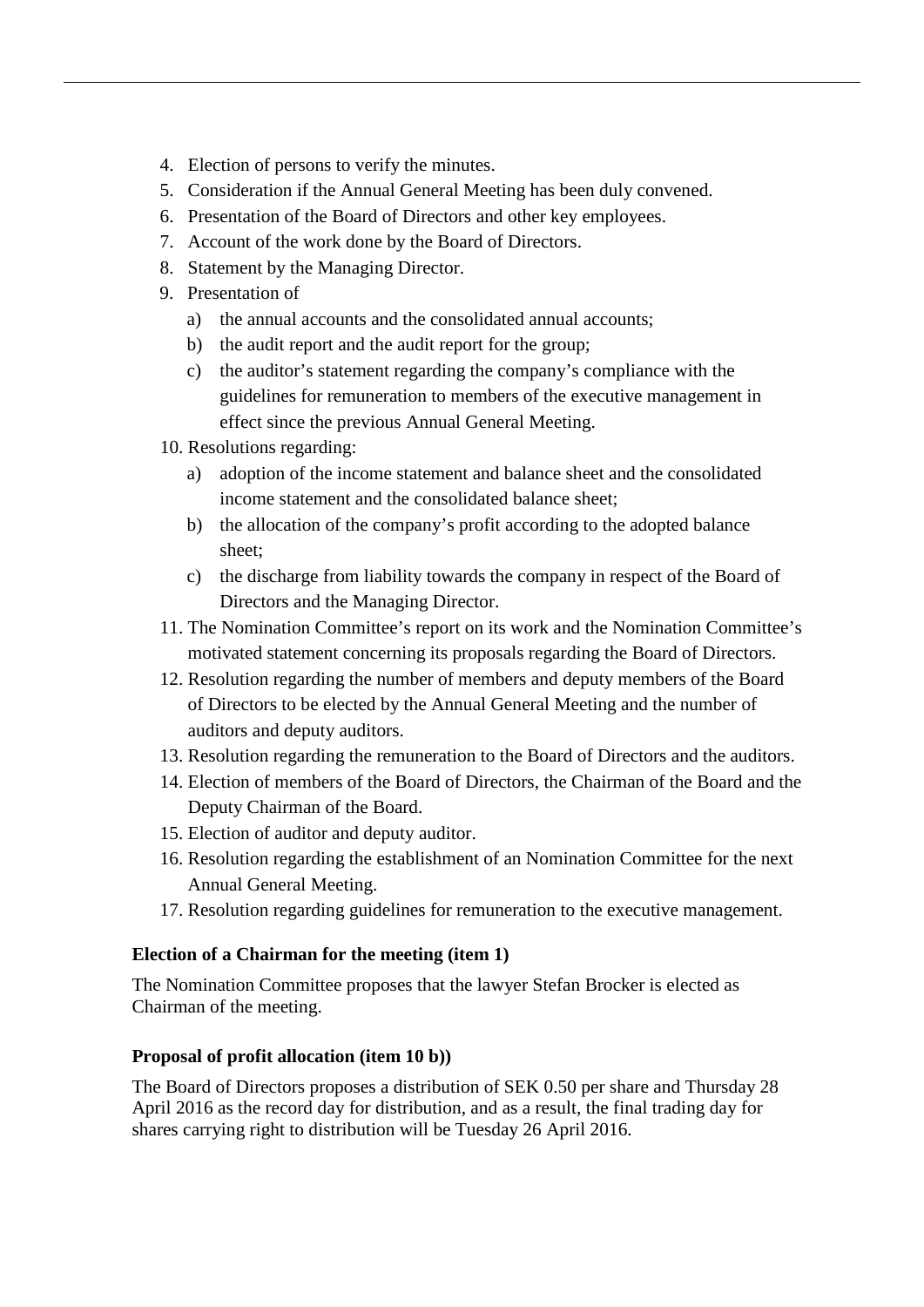4. Election of persons to verify the minutes.
5. Consideration if the Annual General Meeting has been duly convened.
6. Presentation of the Board of Directors and other key employees.
7. Account of the work done by the Board of Directors.
8. Statement by the Managing Director.
9. Presentation of
   a) the annual accounts and the consolidated annual accounts;
   b) the audit report and the audit report for the group;
   c) the auditor's statement regarding the company's compliance with the guidelines for remuneration to members of the executive management in effect since the previous Annual General Meeting.
10. Resolutions regarding:
    a) adoption of the income statement and balance sheet and the consolidated income statement and the consolidated balance sheet;
    b) the allocation of the company's profit according to the adopted balance sheet;
    c) the discharge from liability towards the company in respect of the Board of Directors and the Managing Director.
11. The Nomination Committee's report on its work and the Nomination Committee's motivated statement concerning its proposals regarding the Board of Directors.
12. Resolution regarding the number of members and deputy members of the Board of Directors to be elected by the Annual General Meeting and the number of auditors and deputy auditors.
13. Resolution regarding the remuneration to the Board of Directors and the auditors.
14. Election of members of the Board of Directors, the Chairman of the Board and the Deputy Chairman of the Board.
15. Election of auditor and deputy auditor.
16. Resolution regarding the establishment of an Nomination Committee for the next Annual General Meeting.
17. Resolution regarding guidelines for remuneration to the executive management.

**Election of a Chairman for the meeting (item 1)**

The Nomination Committee proposes that the lawyer Stefan Brocker is elected as Chairman of the meeting.

**Proposal of profit allocation (item 10 b))**

The Board of Directors proposes a distribution of SEK 0.50 per share and Thursday 28 April 2016 as the record day for distribution, and as a result, the final trading day for shares carrying right to distribution will be Tuesday 26 April 2016.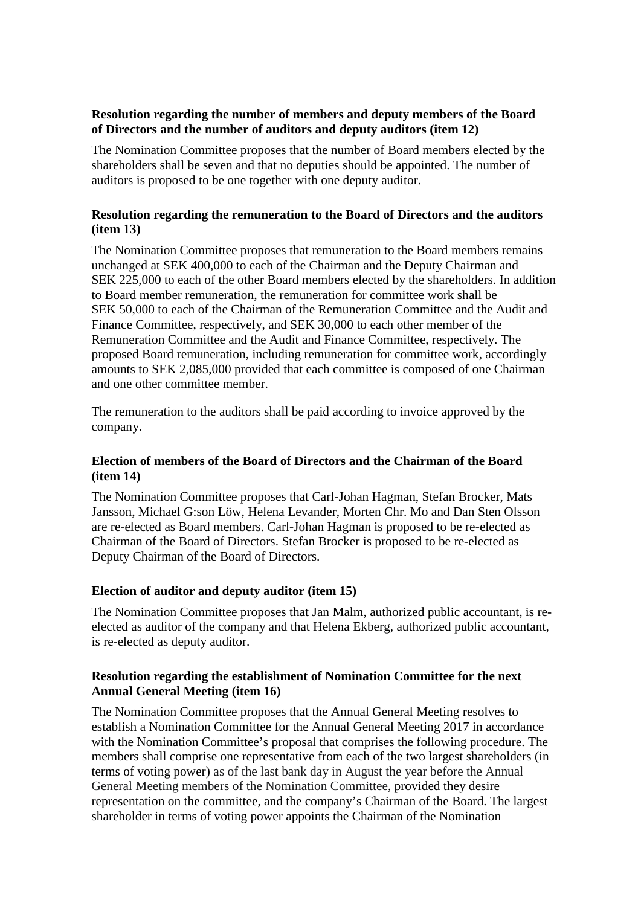**Resolution regarding the number of members and deputy members of the Board of Directors and the number of auditors and deputy auditors (item 12)**

The Nomination Committee proposes that the number of Board members elected by the shareholders shall be seven and that no deputies should be appointed. The number of auditors is proposed to be one together with one deputy auditor.

**Resolution regarding the remuneration to the Board of Directors and the auditors (item 13)**

The Nomination Committee proposes that remuneration to the Board members remains unchanged at SEK 400,000 to each of the Chairman and the Deputy Chairman and SEK 225,000 to each of the other Board members elected by the shareholders. In addition to Board member remuneration, the remuneration for committee work shall be SEK 50,000 to each of the Chairman of the Remuneration Committee and the Audit and Finance Committee, respectively, and SEK 30,000 to each other member of the Remuneration Committee and the Audit and Finance Committee, respectively. The proposed Board remuneration, including remuneration for committee work, accordingly amounts to SEK 2,085,000 provided that each committee is composed of one Chairman and one other committee member.

The remuneration to the auditors shall be paid according to invoice approved by the company.

**Election of members of the Board of Directors and the Chairman of the Board (item 14)**

The Nomination Committee proposes that Carl-Johan Hagman, Stefan Brocker, Mats Jansson, Michael G:son Löw, Helena Levander, Morten Chr. Mo and Dan Sten Olsson are re-elected as Board members. Carl-Johan Hagman is proposed to be re-elected as Chairman of the Board of Directors. Stefan Brocker is proposed to be re-elected as Deputy Chairman of the Board of Directors.

**Election of auditor and deputy auditor (item 15)**

The Nomination Committee proposes that Jan Malm, authorized public accountant, is re-elected as auditor of the company and that Helena Ekberg, authorized public accountant, is re-elected as deputy auditor.

**Resolution regarding the establishment of Nomination Committee for the next Annual General Meeting (item 16)**

The Nomination Committee proposes that the Annual General Meeting resolves to establish a Nomination Committee for the Annual General Meeting 2017 in accordance with the Nomination Committee's proposal that comprises the following procedure. The members shall comprise one representative from each of the two largest shareholders (in terms of voting power) as of the last bank day in August the year before the Annual General Meeting members of the Nomination Committee, provided they desire representation on the committee, and the company's Chairman of the Board. The largest shareholder in terms of voting power appoints the Chairman of the Nomination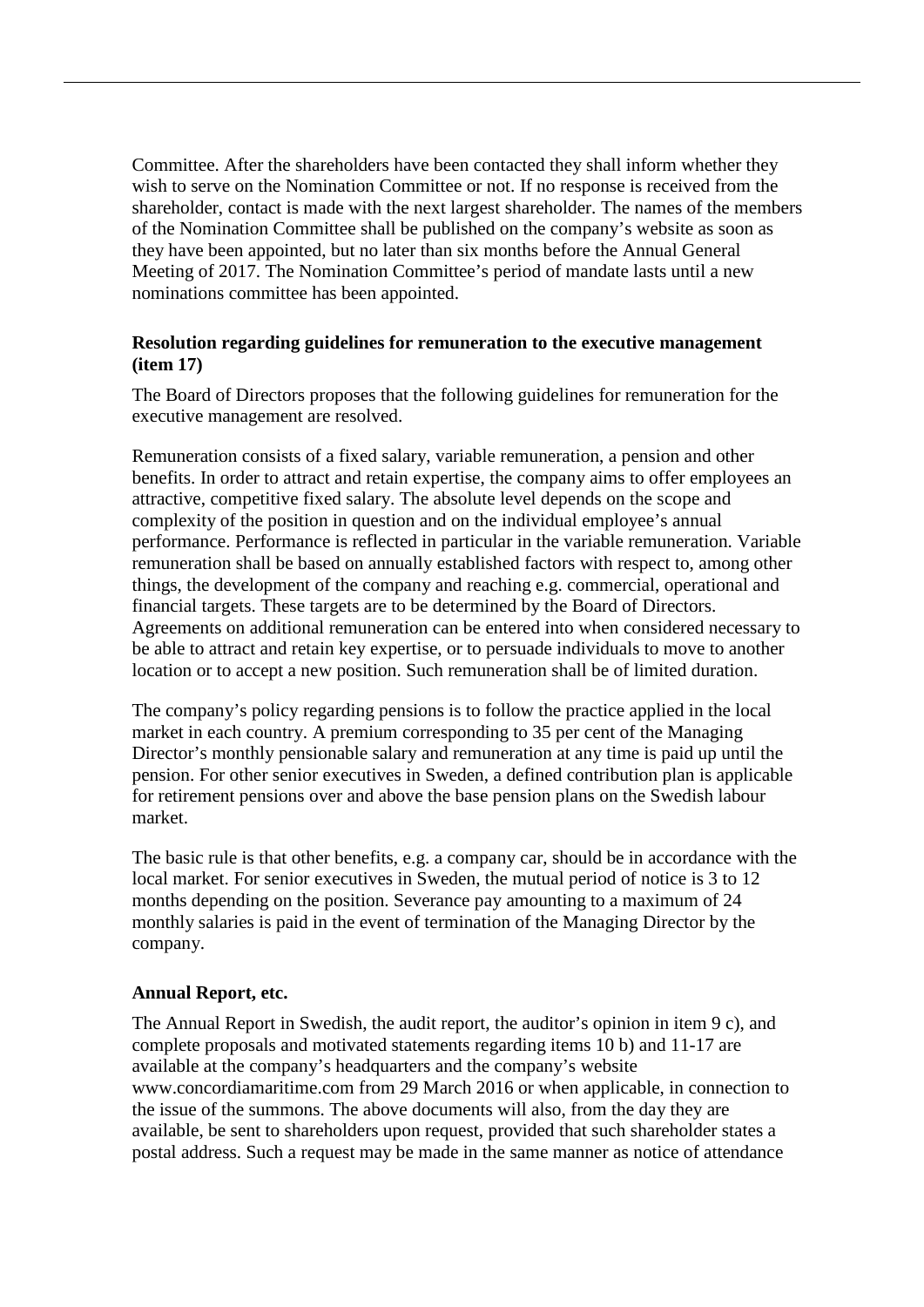Committee. After the shareholders have been contacted they shall inform whether they wish to serve on the Nomination Committee or not. If no response is received from the shareholder, contact is made with the next largest shareholder. The names of the members of the Nomination Committee shall be published on the company's website as soon as they have been appointed, but no later than six months before the Annual General Meeting of 2017. The Nomination Committee's period of mandate lasts until a new nominations committee has been appointed.

**Resolution regarding guidelines for remuneration to the executive management (item 17)**

The Board of Directors proposes that the following guidelines for remuneration for the executive management are resolved.

Remuneration consists of a fixed salary, variable remuneration, a pension and other benefits. In order to attract and retain expertise, the company aims to offer employees an attractive, competitive fixed salary. The absolute level depends on the scope and complexity of the position in question and on the individual employee's annual performance. Performance is reflected in particular in the variable remuneration. Variable remuneration shall be based on annually established factors with respect to, among other things, the development of the company and reaching e.g. commercial, operational and financial targets. These targets are to be determined by the Board of Directors. Agreements on additional remuneration can be entered into when considered necessary to be able to attract and retain key expertise, or to persuade individuals to move to another location or to accept a new position. Such remuneration shall be of limited duration.

The company's policy regarding pensions is to follow the practice applied in the local market in each country. A premium corresponding to 35 per cent of the Managing Director's monthly pensionable salary and remuneration at any time is paid up until the pension. For other senior executives in Sweden, a defined contribution plan is applicable for retirement pensions over and above the base pension plans on the Swedish labour market.

The basic rule is that other benefits, e.g. a company car, should be in accordance with the local market. For senior executives in Sweden, the mutual period of notice is 3 to 12 months depending on the position. Severance pay amounting to a maximum of 24 monthly salaries is paid in the event of termination of the Managing Director by the company.

**Annual Report, etc.**

The Annual Report in Swedish, the audit report, the auditor's opinion in item 9 c), and complete proposals and motivated statements regarding items 10 b) and 11-17 are available at the company's headquarters and the company's website www.concordiamaritime.com from 29 March 2016 or when applicable, in connection to the issue of the summons. The above documents will also, from the day they are available, be sent to shareholders upon request, provided that such shareholder states a postal address. Such a request may be made in the same manner as notice of attendance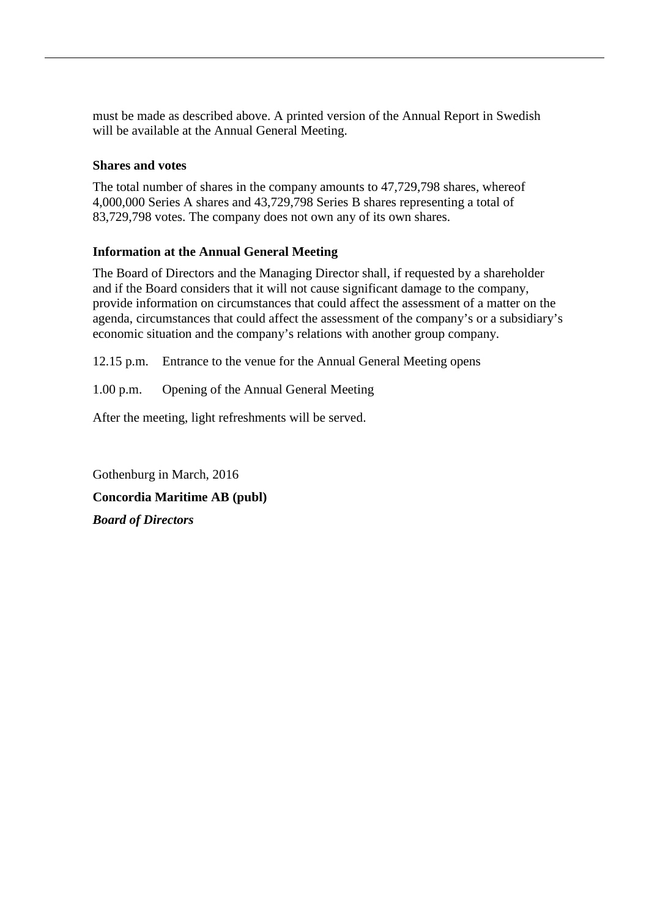must be made as described above. A printed version of the Annual Report in Swedish will be available at the Annual General Meeting.

**Shares and votes**

The total number of shares in the company amounts to 47,729,798 shares, whereof 4,000,000 Series A shares and 43,729,798 Series B shares representing a total of 83,729,798 votes. The company does not own any of its own shares.

**Information at the Annual General Meeting**

The Board of Directors and the Managing Director shall, if requested by a shareholder and if the Board considers that it will not cause significant damage to the company, provide information on circumstances that could affect the assessment of a matter on the agenda, circumstances that could affect the assessment of the company's or a subsidiary's economic situation and the company's relations with another group company.

12.15 p.m. Entrance to the venue for the Annual General Meeting opens

1.00 p.m. Opening of the Annual General Meeting

After the meeting, light refreshments will be served.

Gothenburg in March, 2016

**Concordia Maritime AB (publ)**

***Board of Directors***